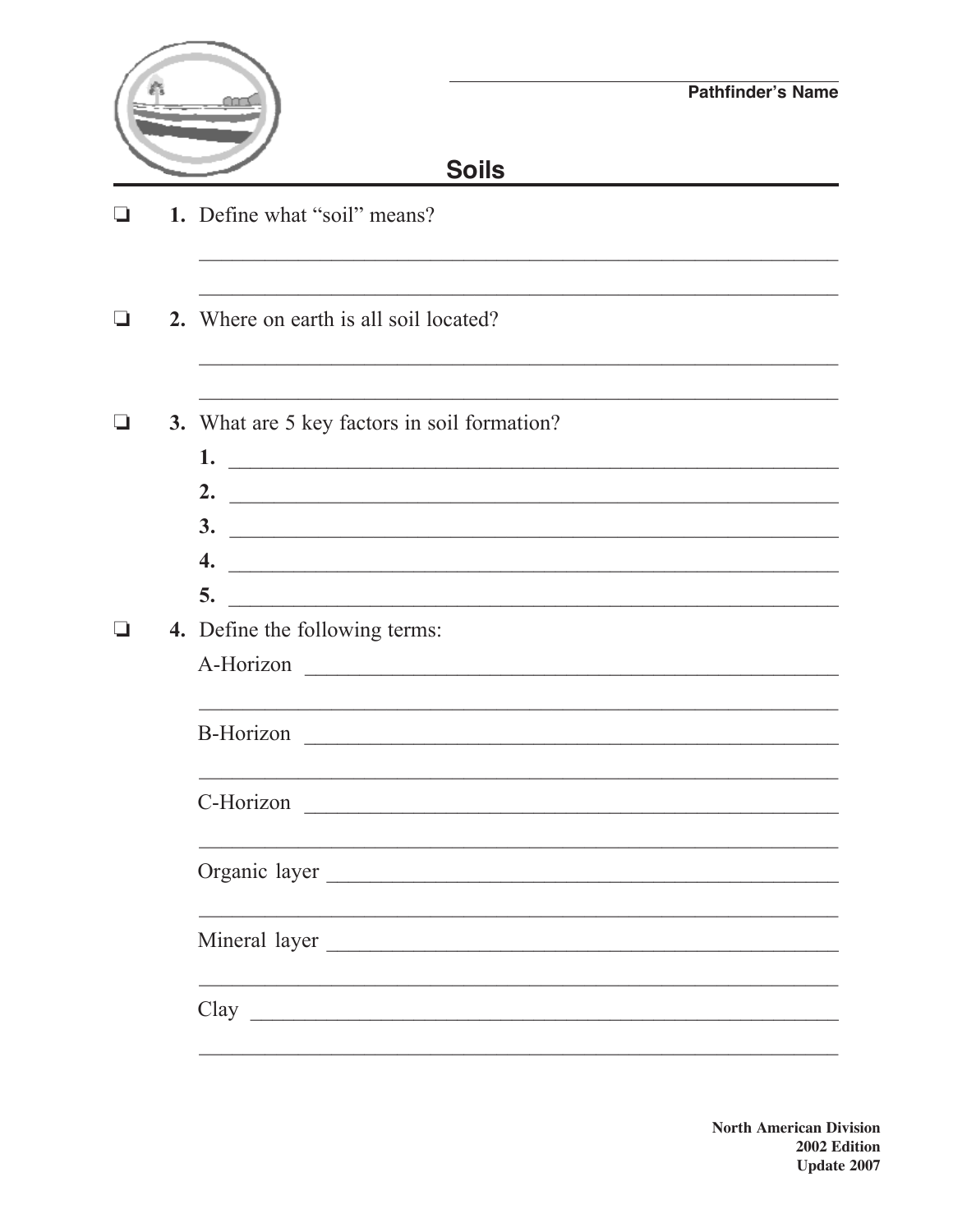Pathfinder's Name

# Soils

- [ ] **1.** Define what "soil" means?

- [ ] **2.** Where on earth is all soil located?

- [ ] **3.** What are 5 key factors in soil formation?
    **1.**
    **2.**
    **3.**
    **4.**
    **5.**

- [ ] **4.** Define the following terms:

    A-Horizon

    B-Horizon

    C-Horizon

    Organic layer

    Mineral layer

    Clay

**North American Division**
**2002 Edition**
**Update 2007**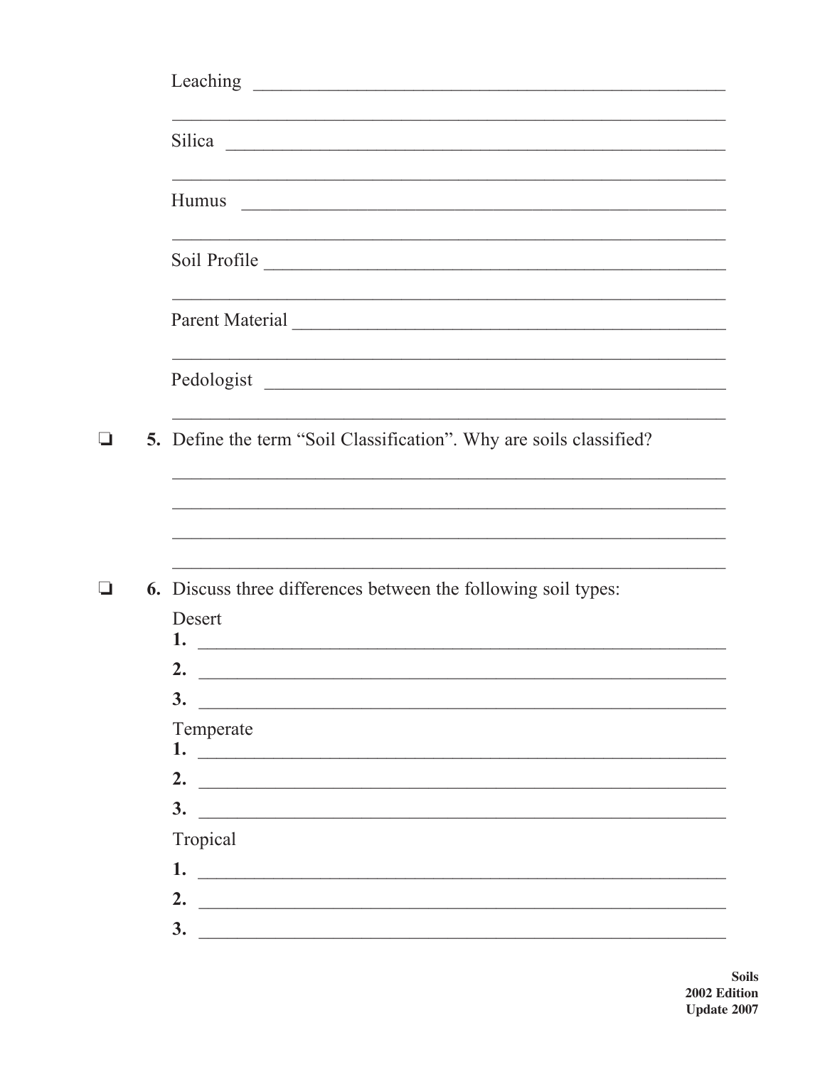Leaching ______________________________________________

______________________________________________

Silica ______________________________________________

______________________________________________

Humus ______________________________________________

______________________________________________

Soil Profile ______________________________________________

______________________________________________

Parent Material ______________________________________________

______________________________________________

Pedologist ______________________________________________

______________________________________________

❏ **5.** Define the term "Soil Classification". Why are soils classified?

______________________________________________

______________________________________________

______________________________________________

______________________________________________

❏ **6.** Discuss three differences between the following soil types:

Desert

**1.** ______________________________________________

**2.** ______________________________________________

**3.** ______________________________________________

Temperate

**1.** ______________________________________________

**2.** ______________________________________________

**3.** ______________________________________________

Tropical

**1.** ______________________________________________

**2.** ______________________________________________

**3.** ______________________________________________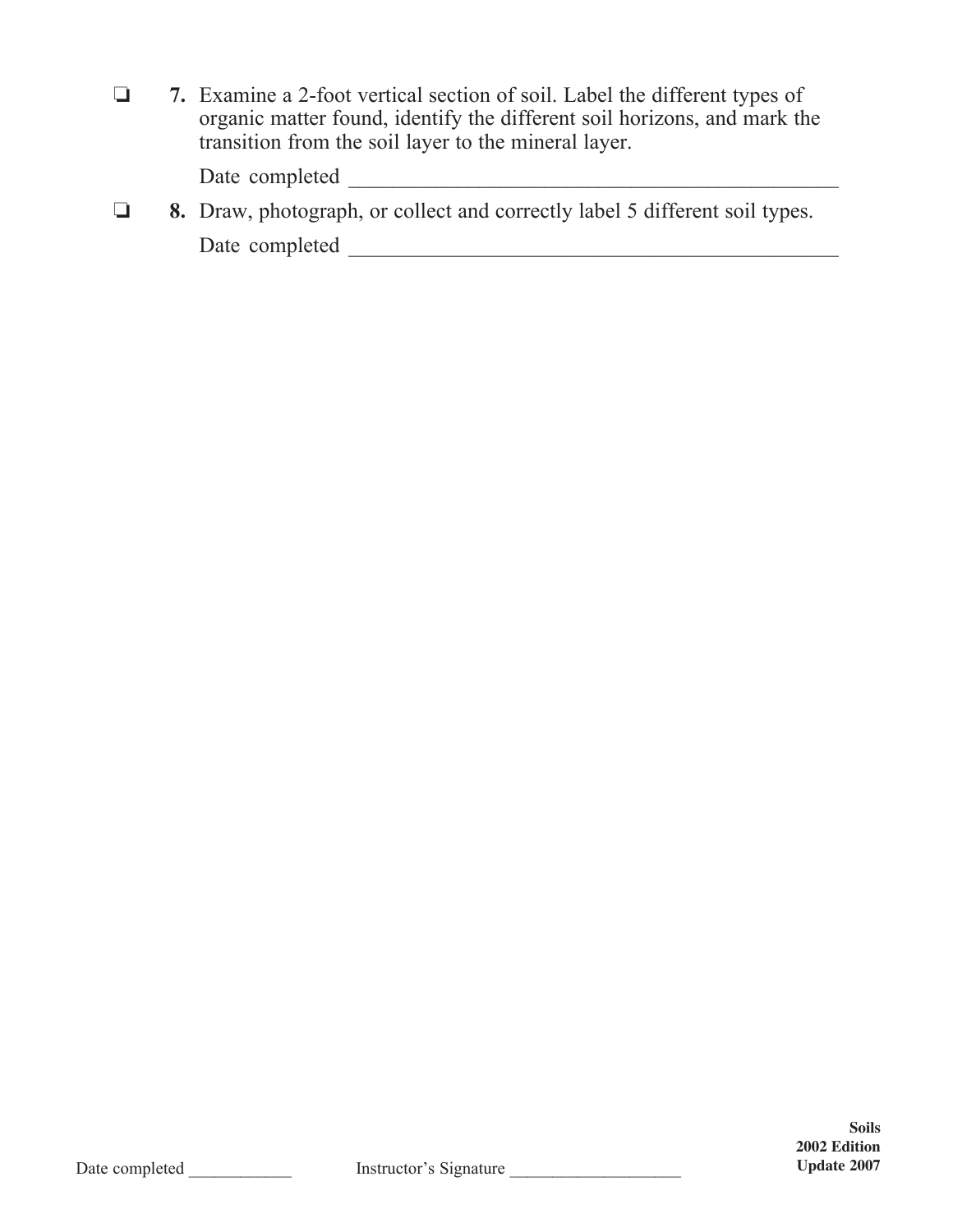❏ **7.** Examine a 2-foot vertical section of soil. Label the different types of organic matter found, identify the different soil horizons, and mark the transition from the soil layer to the mineral layer.

Date completed ______________________________________________

❏ **8.** Draw, photograph, or collect and correctly label 5 different soil types.

Date completed ______________________________________________

Date completed ____________ Instructor's Signature ____________________